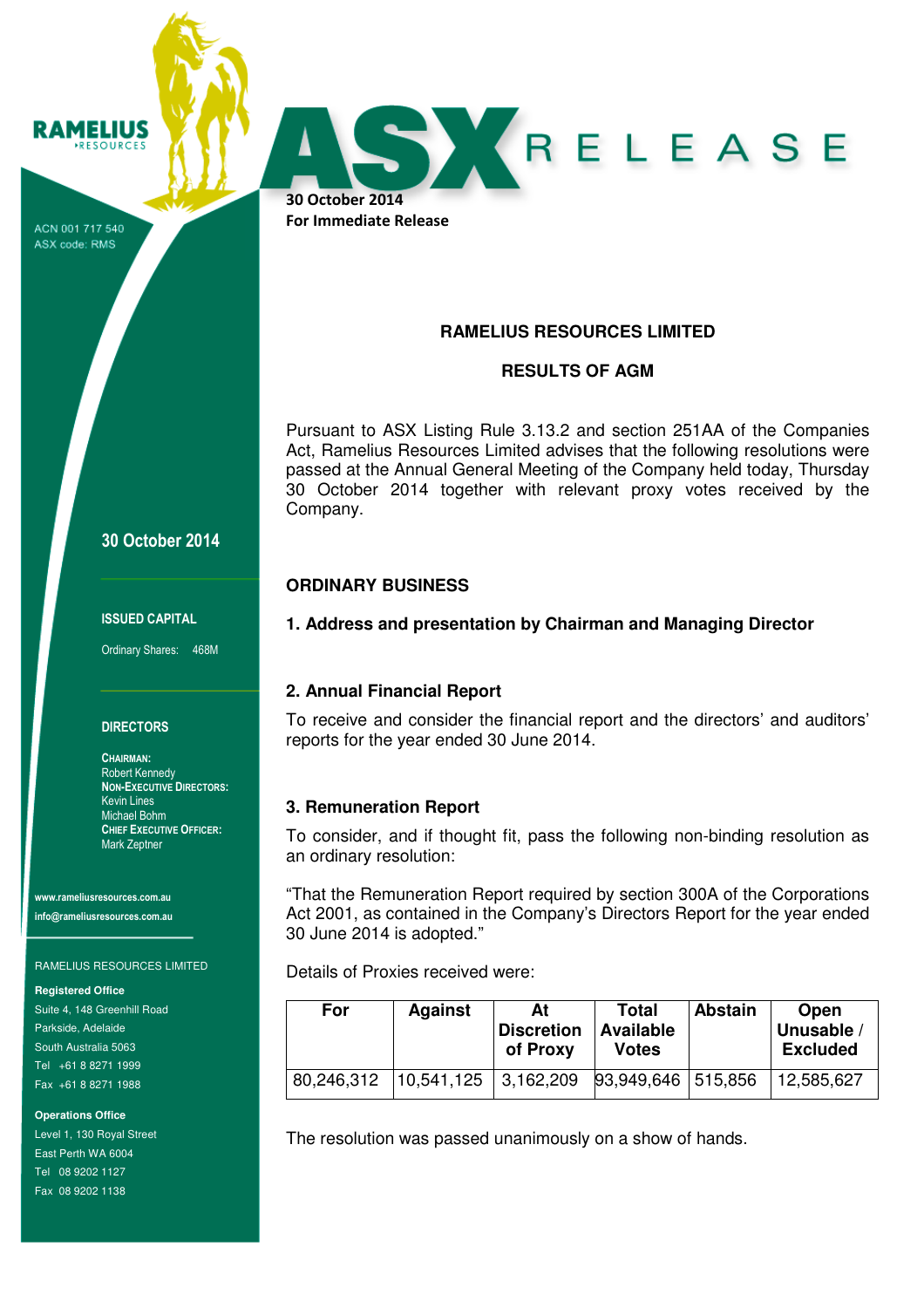RAMELIUS RESOURCES

ACN 001 717 540
ASX code: RMS

# ASX RELEASE

**30 October 2014**
**For Immediate Release**

## RAMELIUS RESOURCES LIMITED

## RESULTS OF AGM

Pursuant to ASX Listing Rule 3.13.2 and section 251AA of the Companies Act, Ramelius Resources Limited advises that the following resolutions were passed at the Annual General Meeting of the Company held today, Thursday 30 October 2014 together with relevant proxy votes received by the Company.

### ORDINARY BUSINESS

**1. Address and presentation by Chairman and Managing Director**

**2. Annual Financial Report**

To receive and consider the financial report and the directors' and auditors' reports for the year ended 30 June 2014.

**3. Remuneration Report**

To consider, and if thought fit, pass the following non-binding resolution as an ordinary resolution:

"That the Remuneration Report required by section 300A of the Corporations Act 2001, as contained in the Company's Directors Report for the year ended 30 June 2014 is adopted."

Details of Proxies received were:

| For | Against | At Discretion of Proxy | Total Available Votes | Abstain | Open Unusable / Excluded |
|---|---|---|---|---|---|
| 80,246,312 | 10,541,125 | 3,162,209 | 93,949,646 | 515,856 | 12,585,627 |

The resolution was passed unanimously on a show of hands.

**30 October 2014**

**ISSUED CAPITAL**

Ordinary Shares: 468M

**DIRECTORS**

**CHAIRMAN:**
Robert Kennedy
**NON-EXECUTIVE DIRECTORS:**
Kevin Lines
Michael Bohm
**CHIEF EXECUTIVE OFFICER:**
Mark Zeptner

**www.rameliusresources.com.au**
**info@rameliusresources.com.au**

RAMELIUS RESOURCES LIMITED

**Registered Office**
Suite 4, 148 Greenhill Road
Parkside, Adelaide
South Australia 5063
Tel +61 8 8271 1999
Fax +61 8 8271 1988

**Operations Office**
Level 1, 130 Royal Street
East Perth WA 6004
Tel 08 9202 1127
Fax 08 9202 1138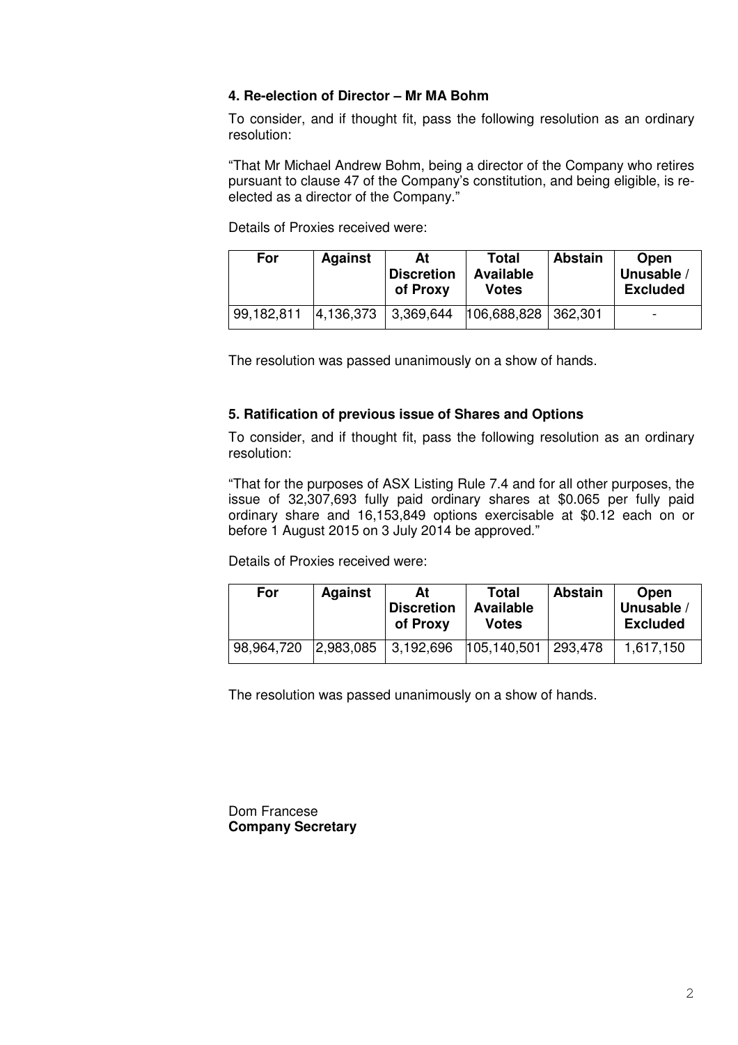### 4. Re-election of Director – Mr MA Bohm

To consider, and if thought fit, pass the following resolution as an ordinary resolution:

"That Mr Michael Andrew Bohm, being a director of the Company who retires pursuant to clause 47 of the Company's constitution, and being eligible, is re-elected as a director of the Company."

Details of Proxies received were:

| For | Against | At Discretion of Proxy | Total Available Votes | Abstain | Open Unusable / Excluded |
|---|---|---|---|---|---|
| 99,182,811 | 4,136,373 | 3,369,644 | 106,688,828 | 362,301 | - |

The resolution was passed unanimously on a show of hands.

### 5. Ratification of previous issue of Shares and Options

To consider, and if thought fit, pass the following resolution as an ordinary resolution:

"That for the purposes of ASX Listing Rule 7.4 and for all other purposes, the issue of 32,307,693 fully paid ordinary shares at $0.065 per fully paid ordinary share and 16,153,849 options exercisable at $0.12 each on or before 1 August 2015 on 3 July 2014 be approved."

Details of Proxies received were:

| For | Against | At Discretion of Proxy | Total Available Votes | Abstain | Open Unusable / Excluded |
|---|---|---|---|---|---|
| 98,964,720 | 2,983,085 | 3,192,696 | 105,140,501 | 293,478 | 1,617,150 |

The resolution was passed unanimously on a show of hands.

Dom Francese
**Company Secretary**